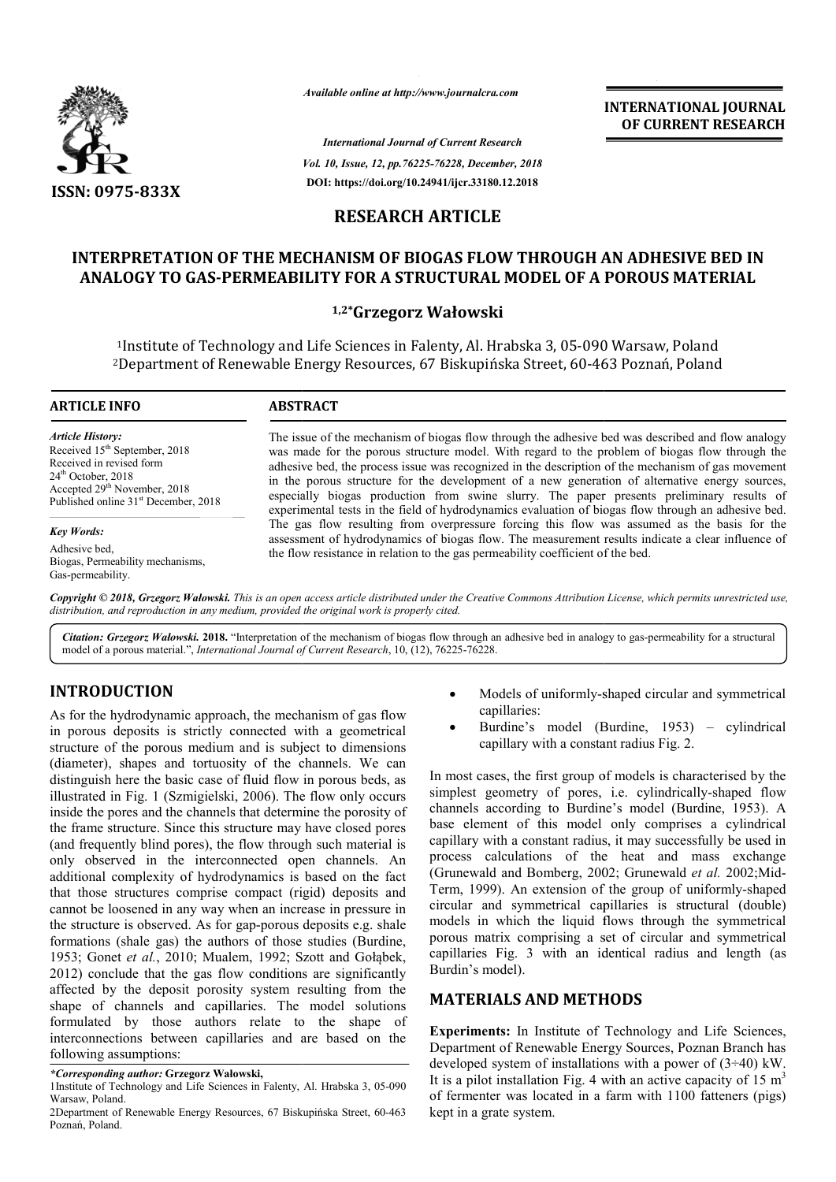*Available online at http://www.journalcra.com*

*International Journal of Current Research*
*Vol. 10, Issue, 12, pp.76225-76228, December, 2018*
**DOI: https://doi.org/10.24941/ijcr.33180.12.2018**

**ISSN: 0975-833X**

**INTERNATIONAL JOURNAL OF CURRENT RESEARCH**

## RESEARCH ARTICLE

# INTERPRETATION OF THE MECHANISM OF BIOGAS FLOW THROUGH AN ADHESIVE BED IN ANALOGY TO GAS-PERMEABILITY FOR A STRUCTURAL MODEL OF A POROUS MATERIAL

**[1,2]*Grzegorz Wałowski**

[1]Institute of Technology and Life Sciences in Falenty, Al. Hrabska 3, 05-090 Warsaw, Poland
[2]Department of Renewable Energy Resources, 67 Biskupińska Street, 60-463 Poznań, Poland

### ARTICLE INFO

*Article History:*
Received 15th September, 2018
Received in revised form
24th October, 2018
Accepted 29th November, 2018
Published online 31st December, 2018

*Key Words:*
Adhesive bed,
Biogas, Permeability mechanisms,
Gas-permeability.

### ABSTRACT

The issue of the mechanism of biogas flow through the adhesive bed was described and flow analogy was made for the porous structure model. With regard to the problem of biogas flow through the adhesive bed, the process issue was recognized in the description of the mechanism of gas movement in the porous structure for the development of a new generation of alternative energy sources, especially biogas production from swine slurry. The paper presents preliminary results of experimental tests in the field of hydrodynamics evaluation of biogas flow through an adhesive bed. The gas flow resulting from overpressure forcing this flow was assumed as the basis for the assessment of hydrodynamics of biogas flow. The measurement results indicate a clear influence of the flow resistance in relation to the gas permeability coefficient of the bed.

*Copyright © 2018, Grzegorz Wałowski. This is an open access article distributed under the Creative Commons Attribution License, which permits unrestricted use, distribution, and reproduction in any medium, provided the original work is properly cited.*

***Citation: Grzegorz Wałowski. 2018.*** "Interpretation of the mechanism of biogas flow through an adhesive bed in analogy to gas-permeability for a structural model of a porous material.", *International Journal of Current Research*, 10, (12), 76225-76228.

## INTRODUCTION

As for the hydrodynamic approach, the mechanism of gas flow in porous deposits is strictly connected with a geometrical structure of the porous medium and is subject to dimensions (diameter), shapes and tortuosity of the channels. We can distinguish here the basic case of fluid flow in porous beds, as illustrated in Fig. 1 (Szmigielski, 2006). The flow only occurs inside the pores and the channels that determine the porosity of the frame structure. Since this structure may have closed pores (and frequently blind pores), the flow through such material is only observed in the interconnected open channels. An additional complexity of hydrodynamics is based on the fact that those structures comprise compact (rigid) deposits and cannot be loosened in any way when an increase in pressure in the structure is observed. As for gap-porous deposits e.g. shale formations (shale gas) the authors of those studies (Burdine, 1953; Gonet *et al.*, 2010; Mualem, 1992; Szott and Gołąbek, 2012) conclude that the gas flow conditions are significantly affected by the deposit porosity system resulting from the shape of channels and capillaries. The model solutions formulated by those authors relate to the shape of interconnections between capillaries and are based on the following assumptions:

- Models of uniformly-shaped circular and symmetrical capillaries:
- Burdine's model (Burdine, 1953) – cylindrical capillary with a constant radius Fig. 2.

In most cases, the first group of models is characterised by the simplest geometry of pores, i.e. cylindrically-shaped flow channels according to Burdine's model (Burdine, 1953). A base element of this model only comprises a cylindrical capillary with a constant radius, it may successfully be used in process calculations of the heat and mass exchange (Grunewald and Bomberg, 2002; Grunewald *et al.* 2002;Mid-Term, 1999). An extension of the group of uniformly-shaped circular and symmetrical capillaries is structural (double) models in which the liquid flows through the symmetrical porous matrix comprising a set of circular and symmetrical capillaries Fig. 3 with an identical radius and length (as Burdin's model).

## MATERIALS AND METHODS

**Experiments:** In Institute of Technology and Life Sciences, Department of Renewable Energy Sources, Poznan Branch has developed system of installations with a power of (3÷40) kW. It is a pilot installation Fig. 4 with an active capacity of 15 $m^3$ of fermenter was located in a farm with 1100 fatteners (pigs) kept in a grate system.

*\*Corresponding author:* **Grzegorz Wałowski,**
1Institute of Technology and Life Sciences in Falenty, Al. Hrabska 3, 05-090 Warsaw, Poland.
2Department of Renewable Energy Resources, 67 Biskupińska Street, 60-463 Poznań, Poland.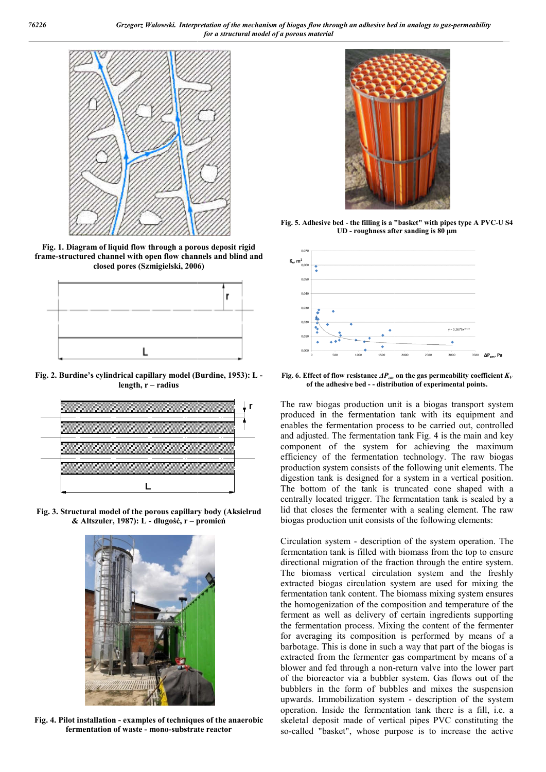Fig. 1. Diagram of liquid flow through a porous deposit rigid frame-structured channel with open flow channels and blind and closed pores (Szmigielski, 2006)

Fig. 2. Burdine's cylindrical capillary model (Burdine, 1953): L - length, r – radius

Fig. 3. Structural model of the porous capillary body (Aksielrud & Altszuler, 1987): L - długość, r – promień

Fig. 4. Pilot installation - examples of techniques of the anaerobic fermentation of waste - mono-substrate reactor

Fig. 5. Adhesive bed - the filling is a "basket" with pipes type A PVC-U S4 UD - roughness after sanding is 80 μm

Fig. 6. Effect of flow resistance $\Delta P_{zm}$ on the gas permeability coefficient $K_V$ of the adhesive bed - - distribution of experimental points.

The raw biogas production unit is a biogas transport system produced in the fermentation tank with its equipment and enables the fermentation process to be carried out, controlled and adjusted. The fermentation tank Fig. 4 is the main and key component of the system for achieving the maximum efficiency of the fermentation technology. The raw biogas production system consists of the following unit elements. The digestion tank is designed for a system in a vertical position. The bottom of the tank is truncated cone shaped with a centrally located trigger. The fermentation tank is sealed by a lid that closes the fermenter with a sealing element. The raw biogas production unit consists of the following elements:

Circulation system - description of the system operation. The fermentation tank is filled with biomass from the top to ensure directional migration of the fraction through the entire system. The biomass vertical circulation system and the freshly extracted biogas circulation system are used for mixing the fermentation tank content. The biomass mixing system ensures the homogenization of the composition and temperature of the ferment as well as delivery of certain ingredients supporting the fermentation process. Mixing the content of the fermenter for averaging its composition is performed by means of a barbotage. This is done in such a way that part of the biogas is extracted from the fermenter gas compartment by means of a blower and fed through a non-return valve into the lower part of the bioreactor via a bubbler system. Gas flows out of the bubblers in the form of bubbles and mixes the suspension upwards. Immobilization system - description of the system operation. Inside the fermentation tank there is a fill, i.e. a skeletal deposit made of vertical pipes PVC constituting the so-called "basket", whose purpose is to increase the active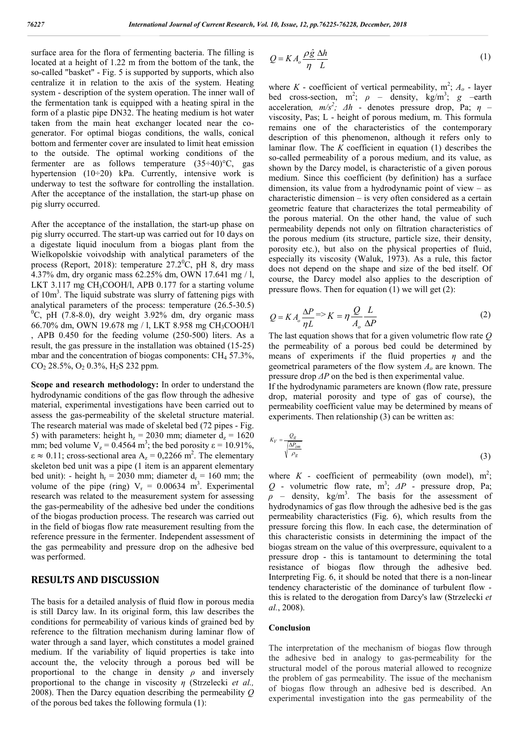surface area for the flora of fermenting bacteria. The filling is located at a height of 1.22 m from the bottom of the tank, the so-called "basket" - Fig. 5 is supported by supports, which also centralize it in relation to the axis of the system. Heating system - description of the system operation. The inner wall of the fermentation tank is equipped with a heating spiral in the form of a plastic pipe DN32. The heating medium is hot water taken from the main heat exchanger located near the co-generator. For optimal biogas conditions, the walls, conical bottom and fermenter cover are insulated to limit heat emission to the outside. The optimal working conditions of the fermenter are as follows temperature (35÷40)°C, gas hypertension (10÷20) kPa. Currently, intensive work is underway to test the software for controlling the installation. After the acceptance of the installation, the start-up phase on pig slurry occurred.

After the acceptance of the installation, the start-up phase on pig slurry occurred. The start-up was carried out for 10 days on a digestate liquid inoculum from a biogas plant from the Wielkopolskie voivodship with analytical parameters of the process (Report, 2018): temperature $27.2^0$C, pH 8, dry mass 4.37% dm, dry organic mass 62.25% dm, OWN 17.641 mg / l, LKT 3.117 mg $CH_3COOH$/l, APB 0.177 for a starting volume of $10m^3$. The liquid substrate was slurry of fattening pigs with analytical parameters of the process: temperature (26.5-30.5) $^0$C, pH (7.8-8.0), dry weight 3.92% dm, dry organic mass 66.70% dm, OWN 19.678 mg / l, LKT 8.958 mg $CH_3COOH$/l , APB 0.450 for the feeding volume (250-500) liters. As a result, the gas pressure in the installation was obtained (15-25) mbar and the concentration of biogas components: $CH_4$ 57.3%, $CO_2$ 28.5%, $O_2$ 0.3%, $H_2S$ 232 ppm.

**Scope and research methodology:** In order to understand the hydrodynamic conditions of the gas flow through the adhesive material, experimental investigations have been carried out to assess the gas-permeability of the skeletal structure material. The research material was made of skeletal bed (72 pipes - Fig. 5) with parameters: height $h_z$ = 2030 mm; diameter $d_z$ = 1620 mm; bed volume $V_z$ = 0.4564 m$^3$; the bed porosity ε = 10.91%, ε ≈ 0.11; cross-sectional area $A_z$ = 0,2266 m$^2$. The elementary skeleton bed unit was a pipe (1 item is an apparent elementary bed unit): - height $h_r$ = 2030 mm; diameter $d_r$ = 160 mm; the volume of the pipe (ring) $V_r$ = 0.00634 m$^3$. Experimental research was related to the measurement system for assessing the gas-permeability of the adhesive bed under the conditions of the biogas production process. The research was carried out in the field of biogas flow rate measurement resulting from the reference pressure in the fermenter. Independent assessment of the gas permeability and pressure drop on the adhesive bed was performed.

## RESULTS AND DISCUSSION

The basis for a detailed analysis of fluid flow in porous media is still Darcy law. In its original form, this law describes the conditions for permeability of various kinds of grained bed by reference to the filtration mechanism during laminar flow of water through a sand layer, which constitutes a model grained medium. If the variability of liquid properties is take into account the, the velocity through a porous bed will be proportional to the change in density $\rho$ and inversely proportional to the change in viscosity $\eta$ (Strzelecki *et al.,* 2008). Then the Darcy equation describing the permeability $Q$ of the porous bed takes the following formula (1):

$$Q = K A_o \frac{\rho \hat{g}}{\eta} \frac{\Delta h}{L} \tag{1}$$

where $K$ - coefficient of vertical permeability, m$^2$; $A_o$ - layer bed cross-section, m$^2$; $\rho$ – density, kg/m$^3$; $g$ –earth acceleration, *m/s$^2$; Δh* - denotes pressure drop, Pa; $\eta$ – viscosity, Pas; L - height of porous medium, m. This formula remains one of the characteristics of the contemporary description of this phenomenon, although it refers only to laminar flow. The $K$ coefficient in equation (1) describes the so-called permeability of a porous medium, and its value, as shown by the Darcy model, is characteristic of a given porous medium. Since this coefficient (by definition) has a surface dimension, its value from a hydrodynamic point of view – as characteristic dimension – is very often considered as a certain geometric feature that characterizes the total permeability of the porous material. On the other hand, the value of such permeability depends not only on filtration characteristics of the porous medium (its structure, particle size, their density, porosity etc.), but also on the physical properties of fluid, especially its viscosity (Waluk, 1973). As a rule, this factor does not depend on the shape and size of the bed itself. Of course, the Darcy model also applies to the description of pressure flows. Then for equation (1) we will get (2):

$$Q = K A_o \frac{\Delta P}{\eta L} \Rightarrow K = \eta \frac{Q}{A_o} \frac{L}{\Delta P} \tag{2}$$

The last equation shows that for a given volumetric flow rate $Q$ the permeability of a porous bed could be determined by means of experiments if the fluid properties $\eta$ and the geometrical parameters of the flow system $A_o$ are known. The pressure drop $\Delta P$ on the bed is then experimental value.

If the hydrodynamic parameters are known (flow rate, pressure drop, material porosity and type of gas of course), the permeability coefficient value may be determined by means of experiments. Then relationship (3) can be written as:

$$K_V = \frac{Q_g}{\sqrt{\frac{\Delta P_{zm}}{\rho_g}}} \tag{3}$$

where $K$ - coefficient of permeability (own model), m$^2$; $Q$ - volumetric flow rate, m$^3$; $\Delta P$ - pressure drop, Pa; $\rho$ – density, kg/m$^3$. The basis for the assessment of hydrodynamics of gas flow through the adhesive bed is the gas permeability characteristics (Fig. 6), which results from the pressure forcing this flow. In each case, the determination of this characteristic consists in determining the impact of the biogas stream on the value of this overpressure, equivalent to a pressure drop - this is tantamount to determining the total resistance of biogas flow through the adhesive bed. Interpreting Fig. 6, it should be noted that there is a non-linear tendency characteristic of the dominance of turbulent flow - this is related to the derogation from Darcy's law (Strzelecki *et al.*, 2008).

### Conclusion

The interpretation of the mechanism of biogas flow through the adhesive bed in analogy to gas-permeability for the structural model of the porous material allowed to recognize the problem of gas permeability. The issue of the mechanism of biogas flow through an adhesive bed is described. An experimental investigation into the gas permeability of the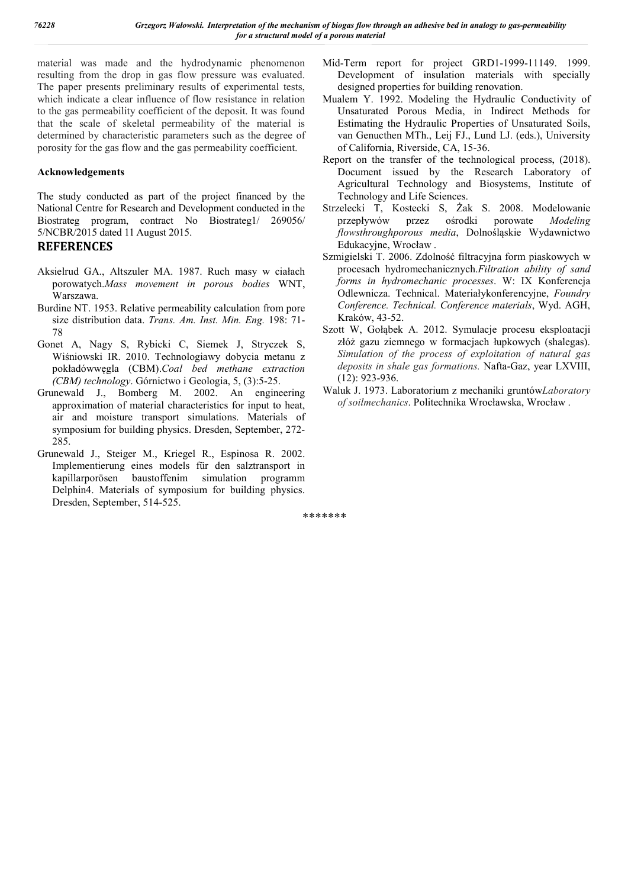material was made and the hydrodynamic phenomenon resulting from the drop in gas flow pressure was evaluated. The paper presents preliminary results of experimental tests, which indicate a clear influence of flow resistance in relation to the gas permeability coefficient of the deposit. It was found that the scale of skeletal permeability of the material is determined by characteristic parameters such as the degree of porosity for the gas flow and the gas permeability coefficient.

### Acknowledgements

The study conducted as part of the project financed by the National Centre for Research and Development conducted in the Biostrateg program, contract No Biostrateg1/ 269056/ 5/NCBR/2015 dated 11 August 2015.

## REFERENCES

Aksielrud GA., Altszuler MA. 1987. Ruch masy w ciałach porowatych.*Mass movement in porous bodies* WNT, Warszawa.

Burdine NT. 1953. Relative permeability calculation from pore size distribution data. *Trans. Am. Inst. Min. Eng.* 198: 71-78

Gonet A, Nagy S, Rybicki C, Siemek J, Stryczek S, Wiśniowski IR. 2010. Technologiawy dobycia metanu z pokładówwęgla (CBM).*Coal bed methane extraction (CBM) technology*. Górnictwo i Geologia, 5, (3):5-25.

Grunewald J., Bomberg M. 2002. An engineering approximation of material characteristics for input to heat, air and moisture transport simulations. Materials of symposium for building physics. Dresden, September, 272-285.

Grunewald J., Steiger M., Kriegel R., Espinosa R. 2002. Implementierung eines models für den salztransport in kapillarporösen baustoffenim simulation programm Delphin4. Materials of symposium for building physics. Dresden, September, 514-525.

Mid-Term report for project GRD1-1999-11149. 1999. Development of insulation materials with specially designed properties for building renovation.

Mualem Y. 1992. Modeling the Hydraulic Conductivity of Unsaturated Porous Media, in Indirect Methods for Estimating the Hydraulic Properties of Unsaturated Soils, van Genucthen MTh., Leij FJ., Lund LJ. (eds.), University of California, Riverside, CA, 15-36.

Report on the transfer of the technological process, (2018). Document issued by the Research Laboratory of Agricultural Technology and Biosystems, Institute of Technology and Life Sciences.

Strzelecki T, Kostecki S, Żak S. 2008. Modelowanie przepływów przez ośrodki porowate *Modeling flowsthroughporous media*, Dolnośląskie Wydawnictwo Edukacyjne, Wrocław .

Szmigielski T. 2006. Zdolność filtracyjna form piaskowych w procesach hydromechanicznych.*Filtration ability of sand forms in hydromechanic processes*. W: IX Konferencja Odlewnicza. Technical. Materiałykonferencyjne, *Foundry Conference. Technical. Conference materials*, Wyd. AGH, Kraków, 43-52.

Szott W, Gołąbek A. 2012. Symulacje procesu eksploatacji złóż gazu ziemnego w formacjach łupkowych (shalegas). *Simulation of the process of exploitation of natural gas deposits in shale gas formations.* Nafta-Gaz, year LXVIII, (12): 923-936.

Waluk J. 1973. Laboratorium z mechaniki gruntów*Laboratory of soilmechanics*. Politechnika Wrocławska, Wrocław .

*******